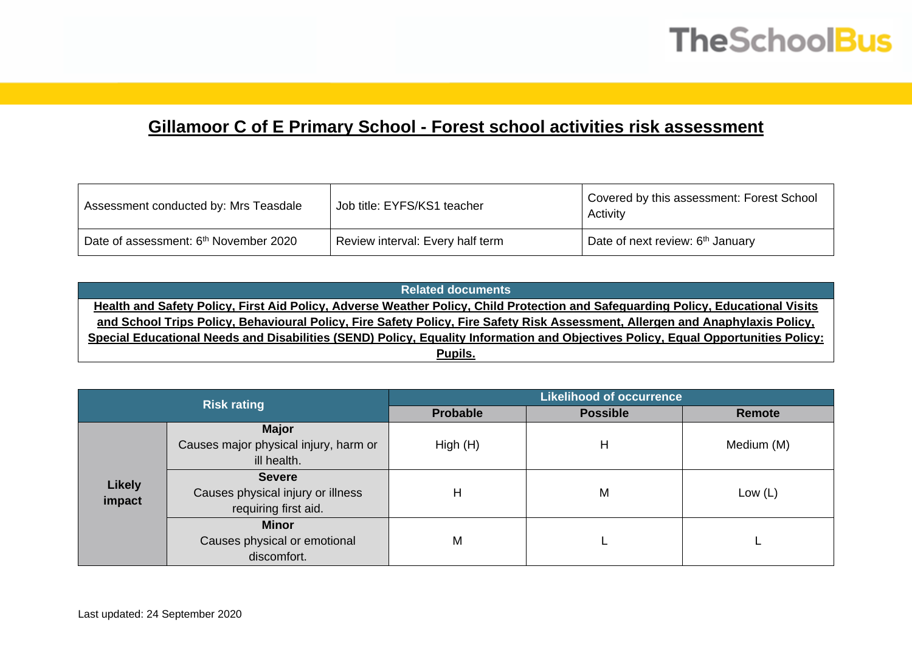# Gillamoor C of E Primary School - Forest school activities risk assessment

| Assessment conducted by: Mrs Teasdale | Job title: EYFS/KS1 teacher | Covered by this assessment: Forest School Activity |
|---|---|---|
| Date of assessment: 6th November 2020 | Review interval: Every half term | Date of next review: 6th January |

| Related documents |
|---|
| **Health and Safety Policy, First Aid Policy, Adverse Weather Policy, Child Protection and Safeguarding Policy, Educational Visits and School Trips Policy, Behavioural Policy, Fire Safety Policy, Fire Safety Risk Assessment, Allergen and Anaphylaxis Policy, Special Educational Needs and Disabilities (SEND) Policy, Equality Information and Objectives Policy, Equal Opportunities Policy: Pupils.** |

| Risk rating | | Likelihood of occurrence | | |
|---|---|---|---|---|
| | | **Probable** | **Possible** | **Remote** |
| **Likely impact** | **Major** Causes major physical injury, harm or ill health. | High (H) | H | Medium (M) |
| | **Severe** Causes physical injury or illness requiring first aid. | H | M | Low (L) |
| | **Minor** Causes physical or emotional discomfort. | M | L | L |

Last updated: 24 September 2020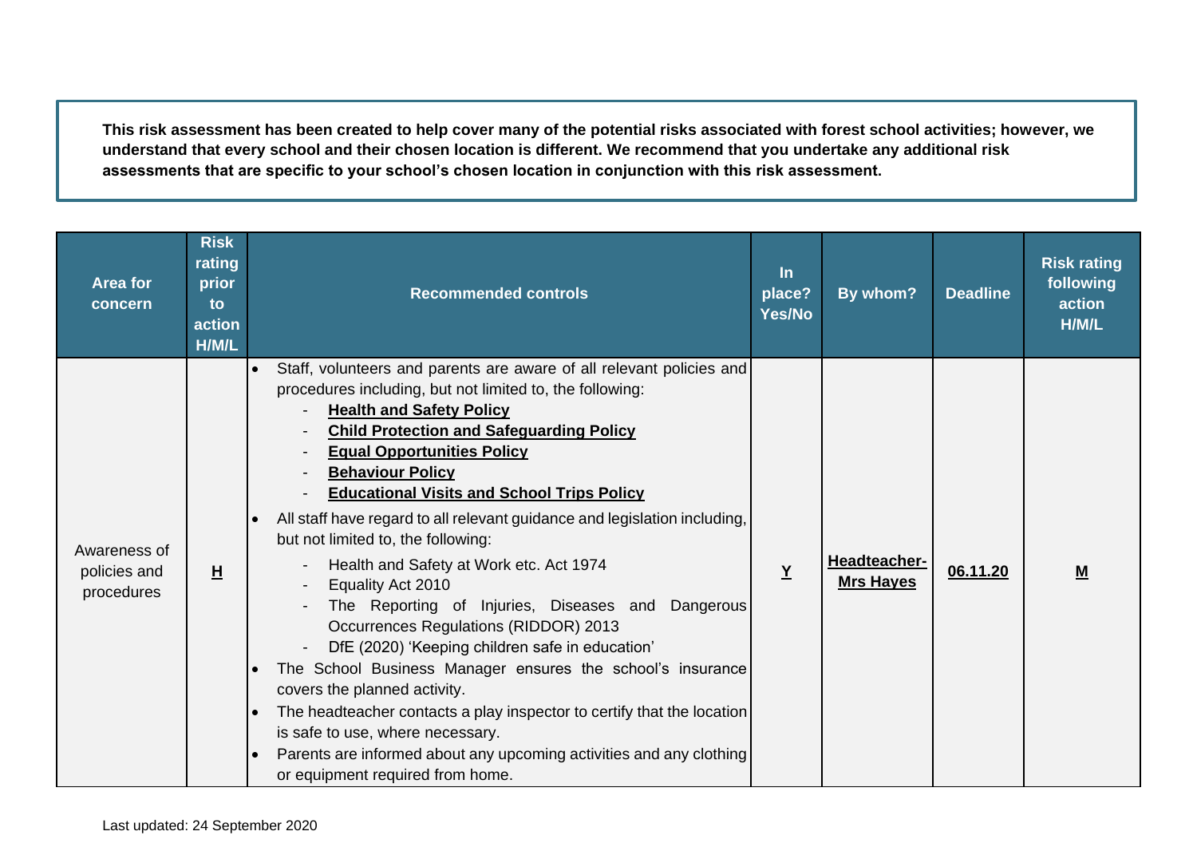**This risk assessment has been created to help cover many of the potential risks associated with forest school activities; however, we understand that every school and their chosen location is different. We recommend that you undertake any additional risk assessments that are specific to your school's chosen location in conjunction with this risk assessment.**

| Area for concern | Risk rating prior to action H/M/L | Recommended controls | In place? Yes/No | By whom? | Deadline | Risk rating following action H/M/L |
|---|---|---|---|---|---|---|
| Awareness of policies and procedures | **H** | • Staff, volunteers and parents are aware of all relevant policies and procedures including, but not limited to, the following:<br>- **Health and Safety Policy**<br>- **Child Protection and Safeguarding Policy**<br>- **Equal Opportunities Policy**<br>- **Behaviour Policy**<br>- **Educational Visits and School Trips Policy**<br>• All staff have regard to all relevant guidance and legislation including, but not limited to, the following:<br>- Health and Safety at Work etc. Act 1974<br>- Equality Act 2010<br>- The Reporting of Injuries, Diseases and Dangerous Occurrences Regulations (RIDDOR) 2013<br>- DfE (2020) 'Keeping children safe in education'<br>• The School Business Manager ensures the school's insurance covers the planned activity.<br>• The headteacher contacts a play inspector to certify that the location is safe to use, where necessary.<br>• Parents are informed about any upcoming activities and any clothing or equipment required from home. | **Y** | **Headteacher- Mrs Hayes** | **06.11.20** | **M** |

Last updated: 24 September 2020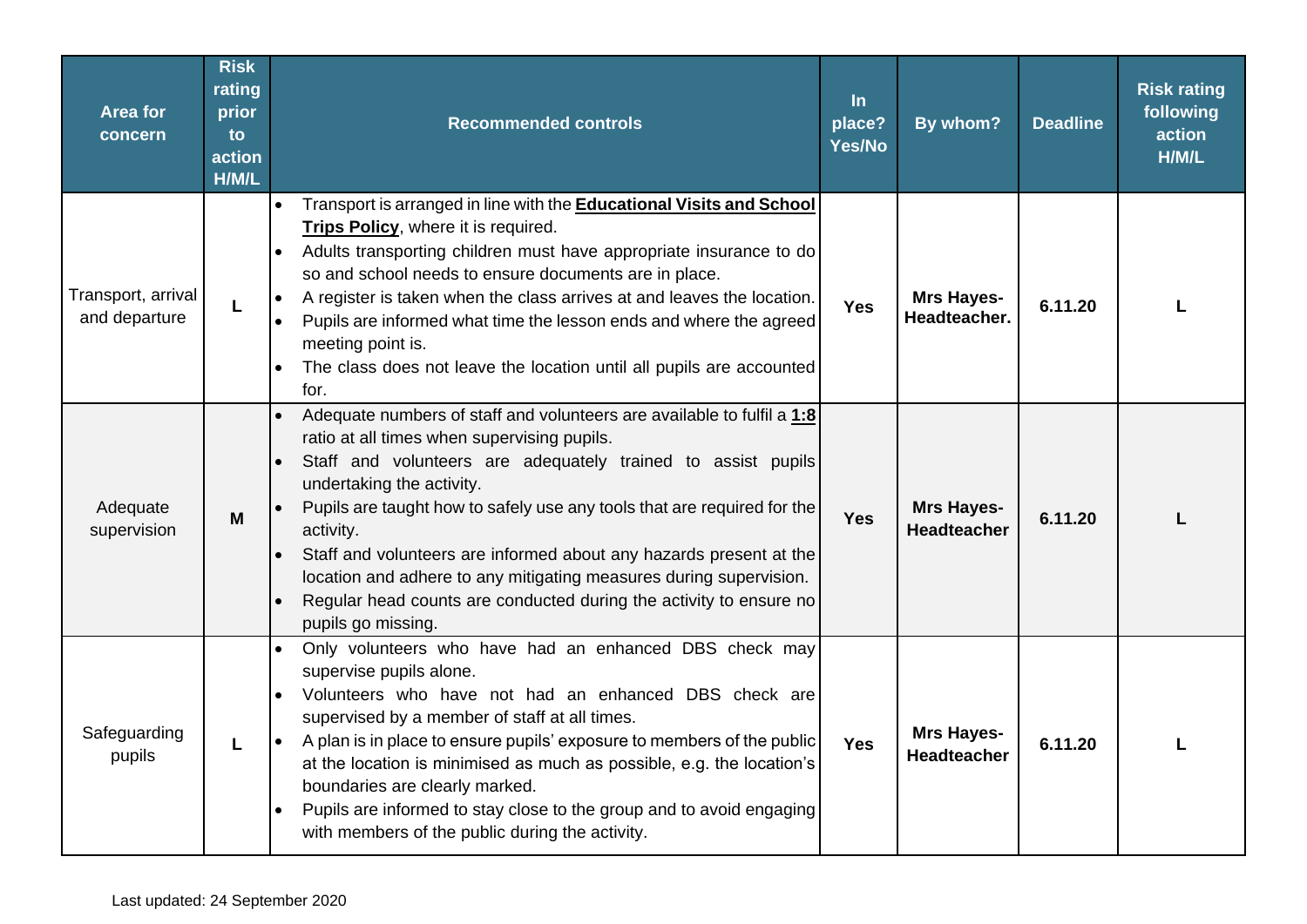| Area for concern | Risk rating prior to action H/M/L | Recommended controls | In place? Yes/No | By whom? | Deadline | Risk rating following action H/M/L |
|---|---|---|---|---|---|---|
| Transport, arrival and departure | L | • Transport is arranged in line with the **Educational Visits and School Trips Policy**, where it is required.<br>• Adults transporting children must have appropriate insurance to do so and school needs to ensure documents are in place.<br>• A register is taken when the class arrives at and leaves the location.<br>• Pupils are informed what time the lesson ends and where the agreed meeting point is.<br>• The class does not leave the location until all pupils are accounted for. | **Yes** | **Mrs Hayes- Headteacher.** | **6.11.20** | **L** |
| Adequate supervision | M | • Adequate numbers of staff and volunteers are available to fulfil a **1:8** ratio at all times when supervising pupils.<br>• Staff and volunteers are adequately trained to assist pupils undertaking the activity.<br>• Pupils are taught how to safely use any tools that are required for the activity.<br>• Staff and volunteers are informed about any hazards present at the location and adhere to any mitigating measures during supervision.<br>• Regular head counts are conducted during the activity to ensure no pupils go missing. | **Yes** | **Mrs Hayes- Headteacher** | **6.11.20** | **L** |
| Safeguarding pupils | L | • Only volunteers who have had an enhanced DBS check may supervise pupils alone.<br>• Volunteers who have not had an enhanced DBS check are supervised by a member of staff at all times.<br>• A plan is in place to ensure pupils' exposure to members of the public at the location is minimised as much as possible, e.g. the location's boundaries are clearly marked.<br>• Pupils are informed to stay close to the group and to avoid engaging with members of the public during the activity. | **Yes** | **Mrs Hayes- Headteacher** | **6.11.20** | **L** |

Last updated: 24 September 2020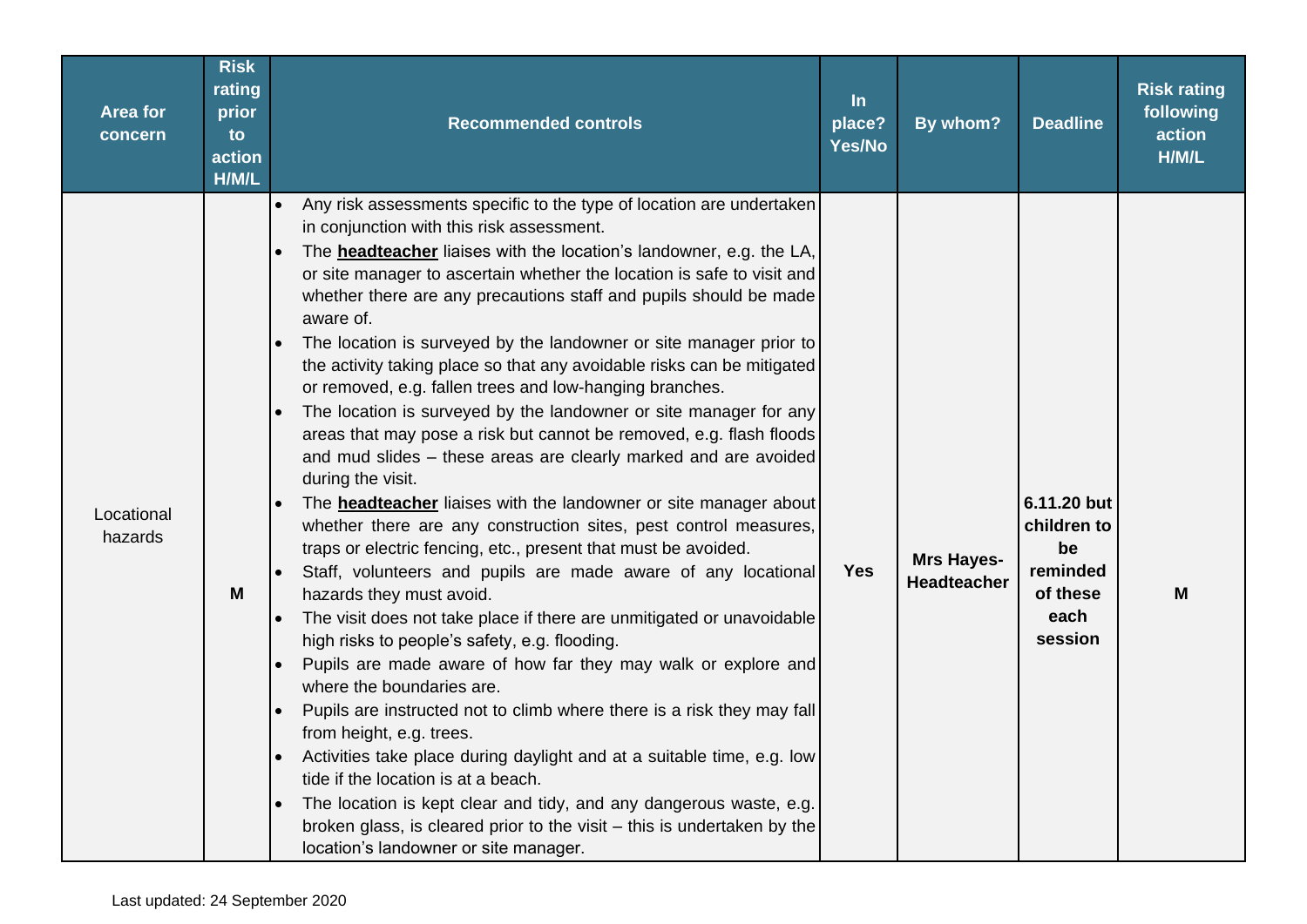| Area for concern | Risk rating prior to action H/M/L | Recommended controls | In place? Yes/No | By whom? | Deadline | Risk rating following action H/M/L |
|---|---|---|---|---|---|---|
| Locational hazards | M | • Any risk assessments specific to the type of location are undertaken in conjunction with this risk assessment.<br>• The **headteacher** liaises with the location's landowner, e.g. the LA, or site manager to ascertain whether the location is safe to visit and whether there are any precautions staff and pupils should be made aware of.<br>• The location is surveyed by the landowner or site manager prior to the activity taking place so that any avoidable risks can be mitigated or removed, e.g. fallen trees and low-hanging branches.<br>• The location is surveyed by the landowner or site manager for any areas that may pose a risk but cannot be removed, e.g. flash floods and mud slides – these areas are clearly marked and are avoided during the visit.<br>• The **headteacher** liaises with the landowner or site manager about whether there are any construction sites, pest control measures, traps or electric fencing, etc., present that must be avoided.<br>• Staff, volunteers and pupils are made aware of any locational hazards they must avoid.<br>• The visit does not take place if there are unmitigated or unavoidable high risks to people's safety, e.g. flooding.<br>• Pupils are made aware of how far they may walk or explore and where the boundaries are.<br>• Pupils are instructed not to climb where there is a risk they may fall from height, e.g. trees.<br>• Activities take place during daylight and at a suitable time, e.g. low tide if the location is at a beach.<br>• The location is kept clear and tidy, and any dangerous waste, e.g. broken glass, is cleared prior to the visit – this is undertaken by the location's landowner or site manager. | Yes | **Mrs Hayes- Headteacher** | **6.11.20 but children to be reminded of these each session** | **M** |

Last updated: 24 September 2020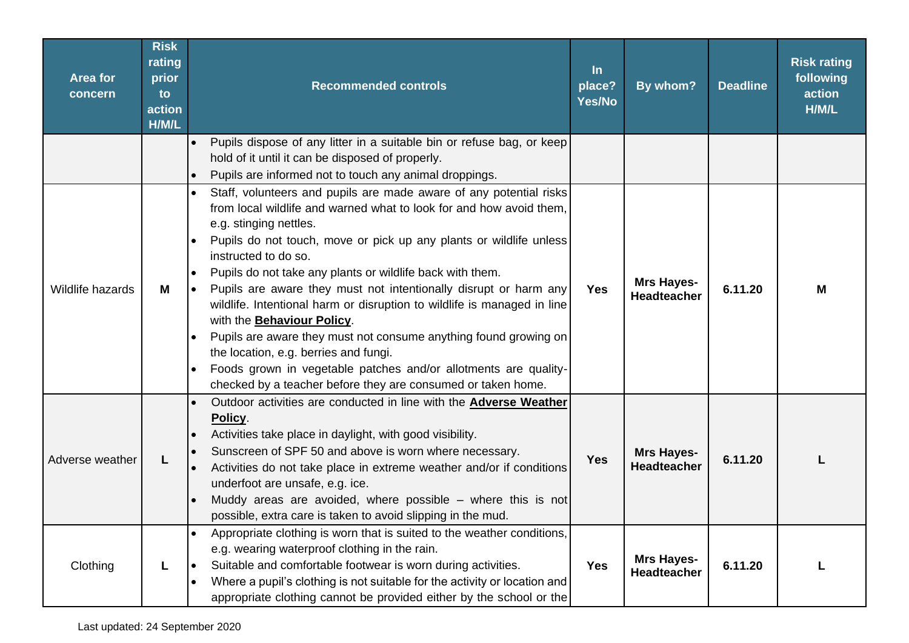| Area for concern | Risk rating prior to action H/M/L | Recommended controls | In place? Yes/No | By whom? | Deadline | Risk rating following action H/M/L |
|---|---|---|---|---|---|---|
| | | • Pupils dispose of any litter in a suitable bin or refuse bag, or keep hold of it until it can be disposed of properly.<br>• Pupils are informed not to touch any animal droppings. | | | | |
| Wildlife hazards | **M** | • Staff, volunteers and pupils are made aware of any potential risks from local wildlife and warned what to look for and how avoid them, e.g. stinging nettles.<br>• Pupils do not touch, move or pick up any plants or wildlife unless instructed to do so.<br>• Pupils do not take any plants or wildlife back with them.<br>• Pupils are aware they must not intentionally disrupt or harm any wildlife. Intentional harm or disruption to wildlife is managed in line with the **Behaviour Policy**.<br>• Pupils are aware they must not consume anything found growing on the location, e.g. berries and fungi.<br>• Foods grown in vegetable patches and/or allotments are quality-checked by a teacher before they are consumed or taken home. | **Yes** | **Mrs Hayes-Headteacher** | **6.11.20** | **M** |
| Adverse weather | **L** | • Outdoor activities are conducted in line with the **Adverse Weather Policy**.<br>• Activities take place in daylight, with good visibility.<br>• Sunscreen of SPF 50 and above is worn where necessary.<br>• Activities do not take place in extreme weather and/or if conditions underfoot are unsafe, e.g. ice.<br>• Muddy areas are avoided, where possible – where this is not possible, extra care is taken to avoid slipping in the mud. | **Yes** | **Mrs Hayes-Headteacher** | **6.11.20** | **L** |
| Clothing | **L** | • Appropriate clothing is worn that is suited to the weather conditions, e.g. wearing waterproof clothing in the rain.<br>• Suitable and comfortable footwear is worn during activities.<br>• Where a pupil's clothing is not suitable for the activity or location and appropriate clothing cannot be provided either by the school or the | **Yes** | **Mrs Hayes-Headteacher** | **6.11.20** | **L** |

Last updated: 24 September 2020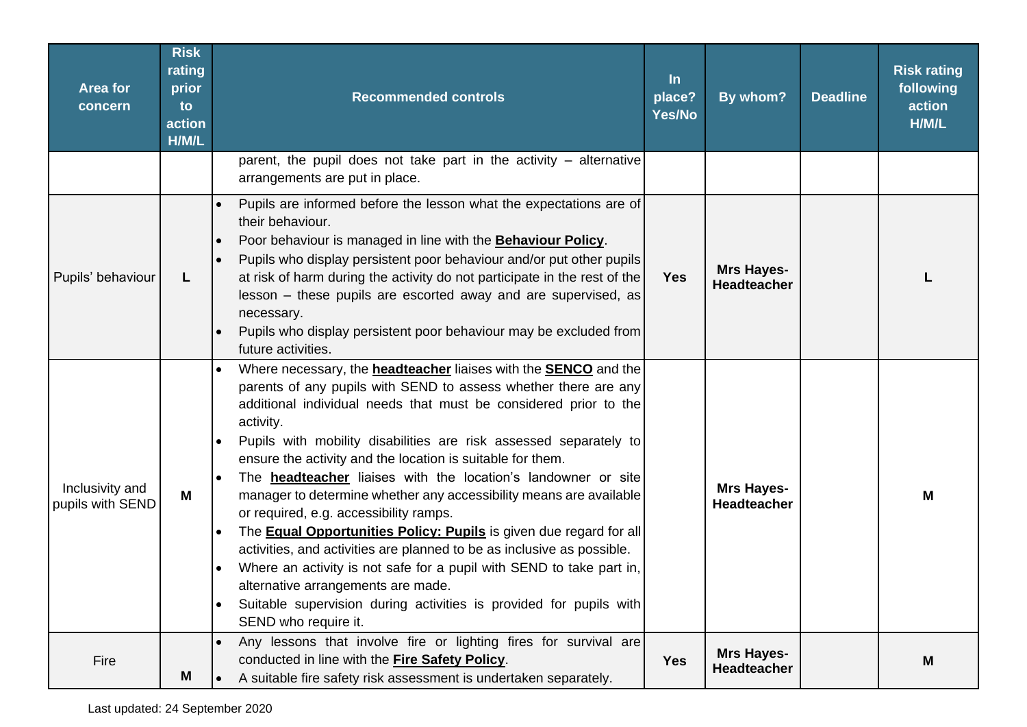| Area for concern | Risk rating prior to action H/M/L | Recommended controls | In place? Yes/No | By whom? | Deadline | Risk rating following action H/M/L |
|---|---|---|---|---|---|---|
| | | parent, the pupil does not take part in the activity – alternative arrangements are put in place. | | | | |
| Pupils' behaviour | L | • Pupils are informed before the lesson what the expectations are of their behaviour.<br>• Poor behaviour is managed in line with the **Behaviour Policy**.<br>• Pupils who display persistent poor behaviour and/or put other pupils at risk of harm during the activity do not participate in the rest of the lesson – these pupils are escorted away and are supervised, as necessary.<br>• Pupils who display persistent poor behaviour may be excluded from future activities. | Yes | **Mrs Hayes- Headteacher** | | L |
| Inclusivity and pupils with SEND | M | • Where necessary, the **headteacher** liaises with the **SENCO** and the parents of any pupils with SEND to assess whether there are any additional individual needs that must be considered prior to the activity.<br>• Pupils with mobility disabilities are risk assessed separately to ensure the activity and the location is suitable for them.<br>• The **headteacher** liaises with the location's landowner or site manager to determine whether any accessibility means are available or required, e.g. accessibility ramps.<br>• The **Equal Opportunities Policy: Pupils** is given due regard for all activities, and activities are planned to be as inclusive as possible.<br>• Where an activity is not safe for a pupil with SEND to take part in, alternative arrangements are made.<br>• Suitable supervision during activities is provided for pupils with SEND who require it. | | **Mrs Hayes- Headteacher** | | M |
| Fire | M | • Any lessons that involve fire or lighting fires for survival are conducted in line with the **Fire Safety Policy**.<br>• A suitable fire safety risk assessment is undertaken separately. | Yes | **Mrs Hayes- Headteacher** | | M |

Last updated: 24 September 2020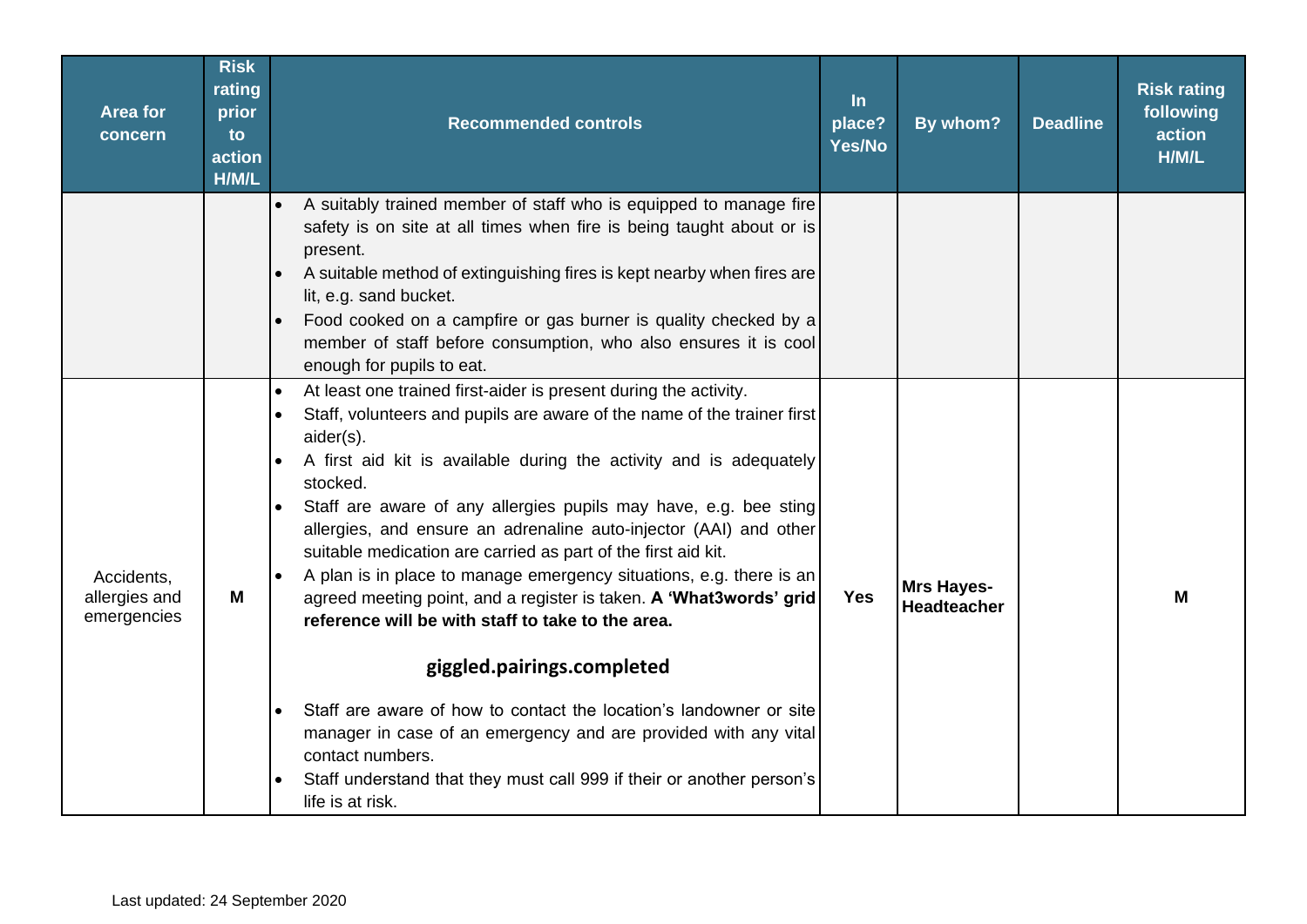| Area for concern | Risk rating prior to action H/M/L | Recommended controls | In place? Yes/No | By whom? | Deadline | Risk rating following action H/M/L |
|---|---|---|---|---|---|---|
| | | • A suitably trained member of staff who is equipped to manage fire safety is on site at all times when fire is being taught about or is present.<br>• A suitable method of extinguishing fires is kept nearby when fires are lit, e.g. sand bucket.<br>• Food cooked on a campfire or gas burner is quality checked by a member of staff before consumption, who also ensures it is cool enough for pupils to eat. | | | | |
| Accidents, allergies and emergencies | M | • At least one trained first-aider is present during the activity.<br>• Staff, volunteers and pupils are aware of the name of the trainer first aider(s).<br>• A first aid kit is available during the activity and is adequately stocked.<br>• Staff are aware of any allergies pupils may have, e.g. bee sting allergies, and ensure an adrenaline auto-injector (AAI) and other suitable medication are carried as part of the first aid kit.<br>• A plan is in place to manage emergency situations, e.g. there is an agreed meeting point, and a register is taken. **A 'What3words' grid reference will be with staff to take to the area.**<br><br>**giggled.pairings.completed**<br><br>• Staff are aware of how to contact the location's landowner or site manager in case of an emergency and are provided with any vital contact numbers.<br>• Staff understand that they must call 999 if their or another person's life is at risk. | Yes | **Mrs Hayes-Headteacher** | | M |

Last updated: 24 September 2020